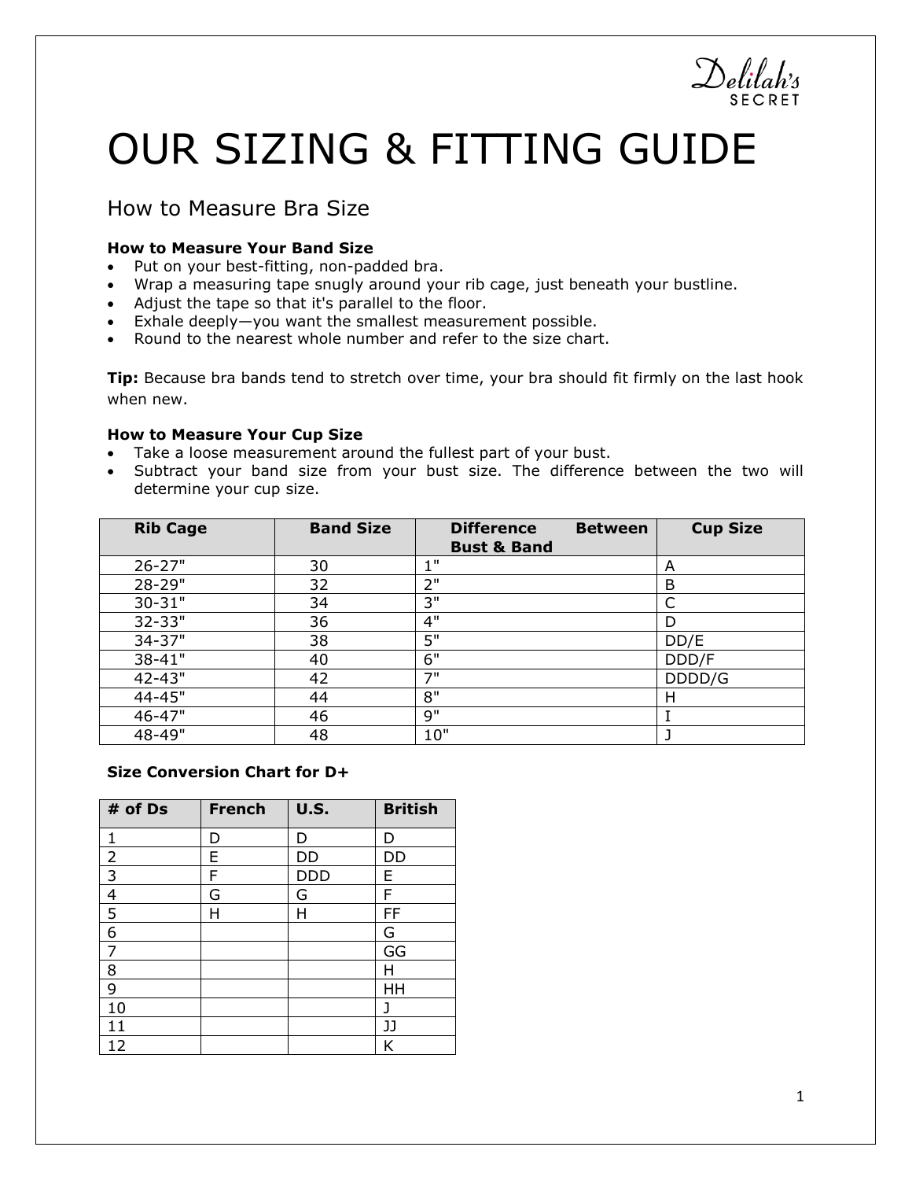Delilah's SECRET

# OUR SIZING & FITTING GUIDE

## How to Measure Bra Size

**How to Measure Your Band Size**

- Put on your best-fitting, non-padded bra.
- Wrap a measuring tape snugly around your rib cage, just beneath your bustline.
- Adjust the tape so that it's parallel to the floor.
- Exhale deeply—you want the smallest measurement possible.
- Round to the nearest whole number and refer to the size chart.

**Tip:** Because bra bands tend to stretch over time, your bra should fit firmly on the last hook when new.

**How to Measure Your Cup Size**

- Take a loose measurement around the fullest part of your bust.
- Subtract your band size from your bust size. The difference between the two will determine your cup size.

| Rib Cage | Band Size | Difference Between Bust & Band | Cup Size |
|---|---|---|---|
| 26-27" | 30 | 1" | A |
| 28-29" | 32 | 2" | B |
| 30-31" | 34 | 3" | C |
| 32-33" | 36 | 4" | D |
| 34-37" | 38 | 5" | DD/E |
| 38-41" | 40 | 6" | DDD/F |
| 42-43" | 42 | 7" | DDDD/G |
| 44-45" | 44 | 8" | H |
| 46-47" | 46 | 9" | I |
| 48-49" | 48 | 10" | J |

**Size Conversion Chart for D+**

| # of Ds | French | U.S. | British |
|---|---|---|---|
| 1 | D | D | D |
| 2 | E | DD | DD |
| 3 | F | DDD | E |
| 4 | G | G | F |
| 5 | H | H | FF |
| 6 | | | G |
| 7 | | | GG |
| 8 | | | H |
| 9 | | | HH |
| 10 | | | J |
| 11 | | | JJ |
| 12 | | | K |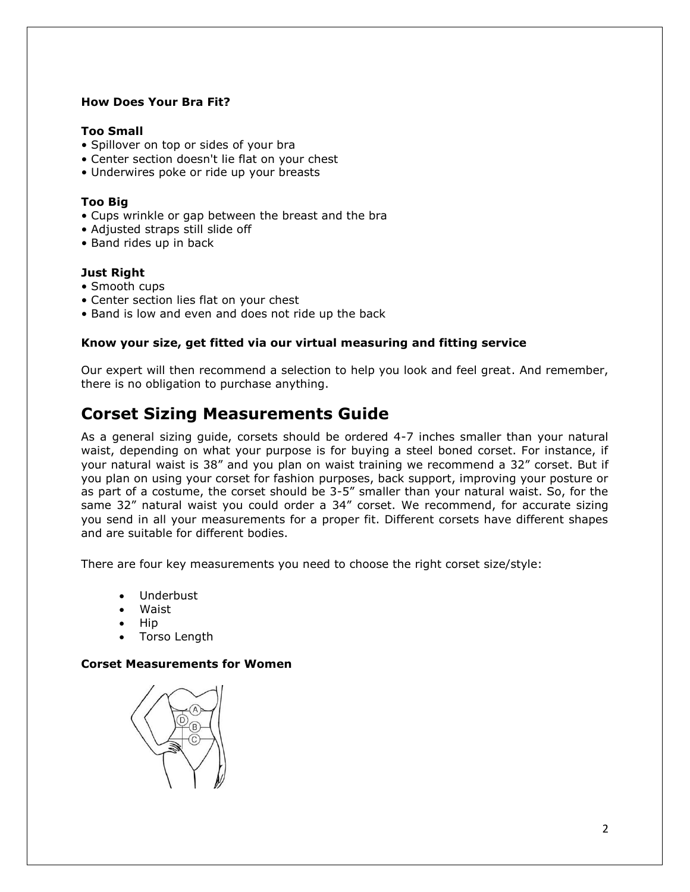**How Does Your Bra Fit?**

**Too Small**

- Spillover on top or sides of your bra
- Center section doesn't lie flat on your chest
- Underwires poke or ride up your breasts

**Too Big**

- Cups wrinkle or gap between the breast and the bra
- Adjusted straps still slide off
- Band rides up in back

**Just Right**

- Smooth cups
- Center section lies flat on your chest
- Band is low and even and does not ride up the back

**Know your size, get fitted via our virtual measuring and fitting service**

Our expert will then recommend a selection to help you look and feel great. And remember, there is no obligation to purchase anything.

# Corset Sizing Measurements Guide

As a general sizing guide, corsets should be ordered 4-7 inches smaller than your natural waist, depending on what your purpose is for buying a steel boned corset. For instance, if your natural waist is 38" and you plan on waist training we recommend a 32" corset. But if you plan on using your corset for fashion purposes, back support, improving your posture or as part of a costume, the corset should be 3-5" smaller than your natural waist. So, for the same 32" natural waist you could order a 34" corset. We recommend, for accurate sizing you send in all your measurements for a proper fit. Different corsets have different shapes and are suitable for different bodies.

There are four key measurements you need to choose the right corset size/style:

- Underbust
- Waist
- Hip
- Torso Length

**Corset Measurements for Women**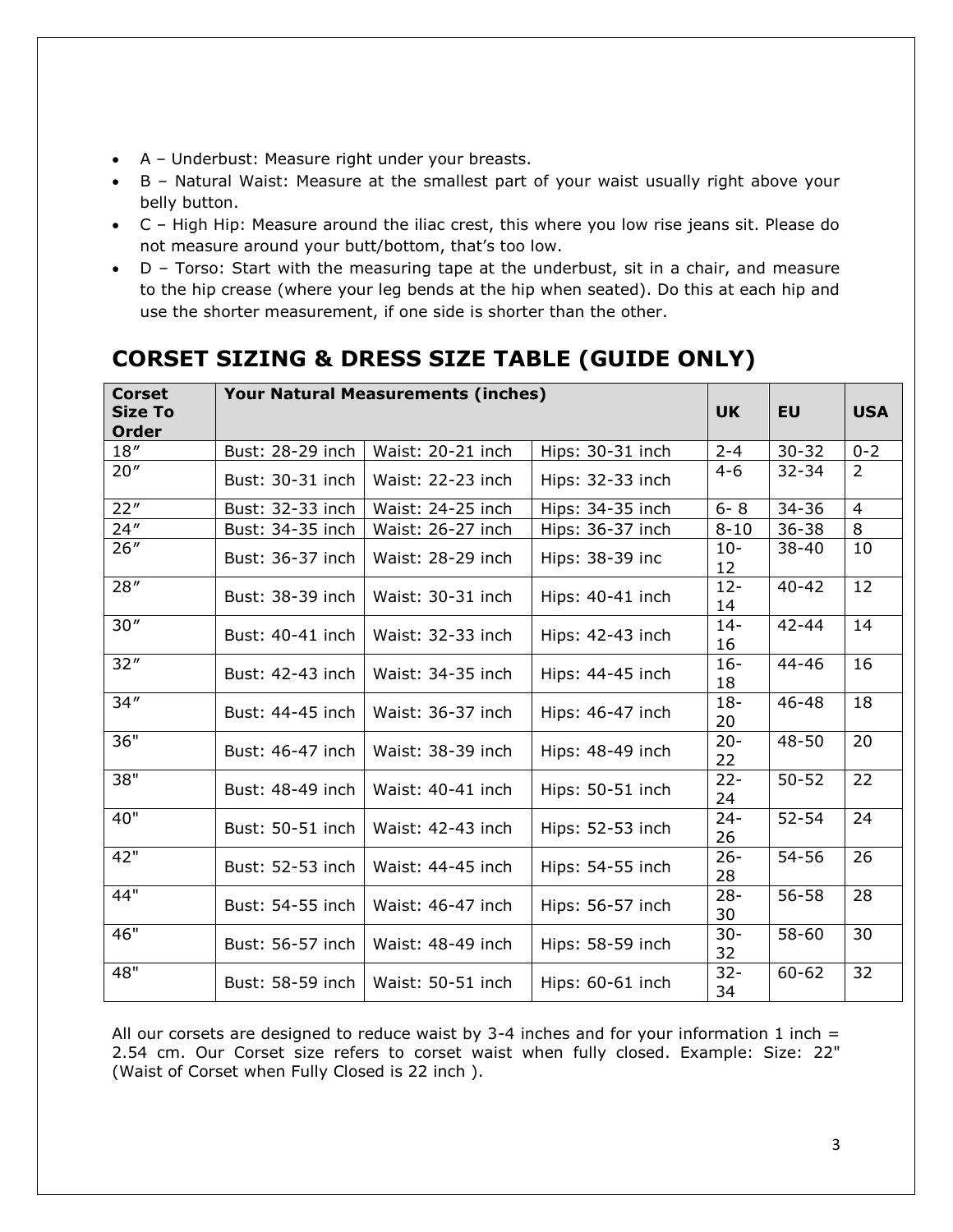- A – Underbust: Measure right under your breasts.
- B – Natural Waist: Measure at the smallest part of your waist usually right above your belly button.
- C – High Hip: Measure around the iliac crest, this where you low rise jeans sit. Please do not measure around your butt/bottom, that's too low.
- D – Torso: Start with the measuring tape at the underbust, sit in a chair, and measure to the hip crease (where your leg bends at the hip when seated). Do this at each hip and use the shorter measurement, if one side is shorter than the other.

## CORSET SIZING & DRESS SIZE TABLE (GUIDE ONLY)

| Corset Size To Order | Your Natural Measurements (inches) | | | UK | EU | USA |
|---|---|---|---|---|---|---|
| 18″ | Bust: 28-29 inch | Waist: 20-21 inch | Hips: 30-31 inch | 2-4 | 30-32 | 0-2 |
| 20″ | Bust: 30-31 inch | Waist: 22-23 inch | Hips: 32-33 inch | 4-6 | 32-34 | 2 |
| 22″ | Bust: 32-33 inch | Waist: 24-25 inch | Hips: 34-35 inch | 6- 8 | 34-36 | 4 |
| 24″ | Bust: 34-35 inch | Waist: 26-27 inch | Hips: 36-37 inch | 8-10 | 36-38 | 8 |
| 26″ | Bust: 36-37 inch | Waist: 28-29 inch | Hips: 38-39 inc | 10-12 | 38-40 | 10 |
| 28″ | Bust: 38-39 inch | Waist: 30-31 inch | Hips: 40-41 inch | 12-14 | 40-42 | 12 |
| 30″ | Bust: 40-41 inch | Waist: 32-33 inch | Hips: 42-43 inch | 14-16 | 42-44 | 14 |
| 32″ | Bust: 42-43 inch | Waist: 34-35 inch | Hips: 44-45 inch | 16-18 | 44-46 | 16 |
| 34″ | Bust: 44-45 inch | Waist: 36-37 inch | Hips: 46-47 inch | 18-20 | 46-48 | 18 |
| 36" | Bust: 46-47 inch | Waist: 38-39 inch | Hips: 48-49 inch | 20-22 | 48-50 | 20 |
| 38" | Bust: 48-49 inch | Waist: 40-41 inch | Hips: 50-51 inch | 22-24 | 50-52 | 22 |
| 40" | Bust: 50-51 inch | Waist: 42-43 inch | Hips: 52-53 inch | 24-26 | 52-54 | 24 |
| 42" | Bust: 52-53 inch | Waist: 44-45 inch | Hips: 54-55 inch | 26-28 | 54-56 | 26 |
| 44" | Bust: 54-55 inch | Waist: 46-47 inch | Hips: 56-57 inch | 28-30 | 56-58 | 28 |
| 46" | Bust: 56-57 inch | Waist: 48-49 inch | Hips: 58-59 inch | 30-32 | 58-60 | 30 |
| 48" | Bust: 58-59 inch | Waist: 50-51 inch | Hips: 60-61 inch | 32-34 | 60-62 | 32 |

All our corsets are designed to reduce waist by 3-4 inches and for your information 1 inch = 2.54 cm. Our Corset size refers to corset waist when fully closed. Example: Size: 22" (Waist of Corset when Fully Closed is 22 inch ).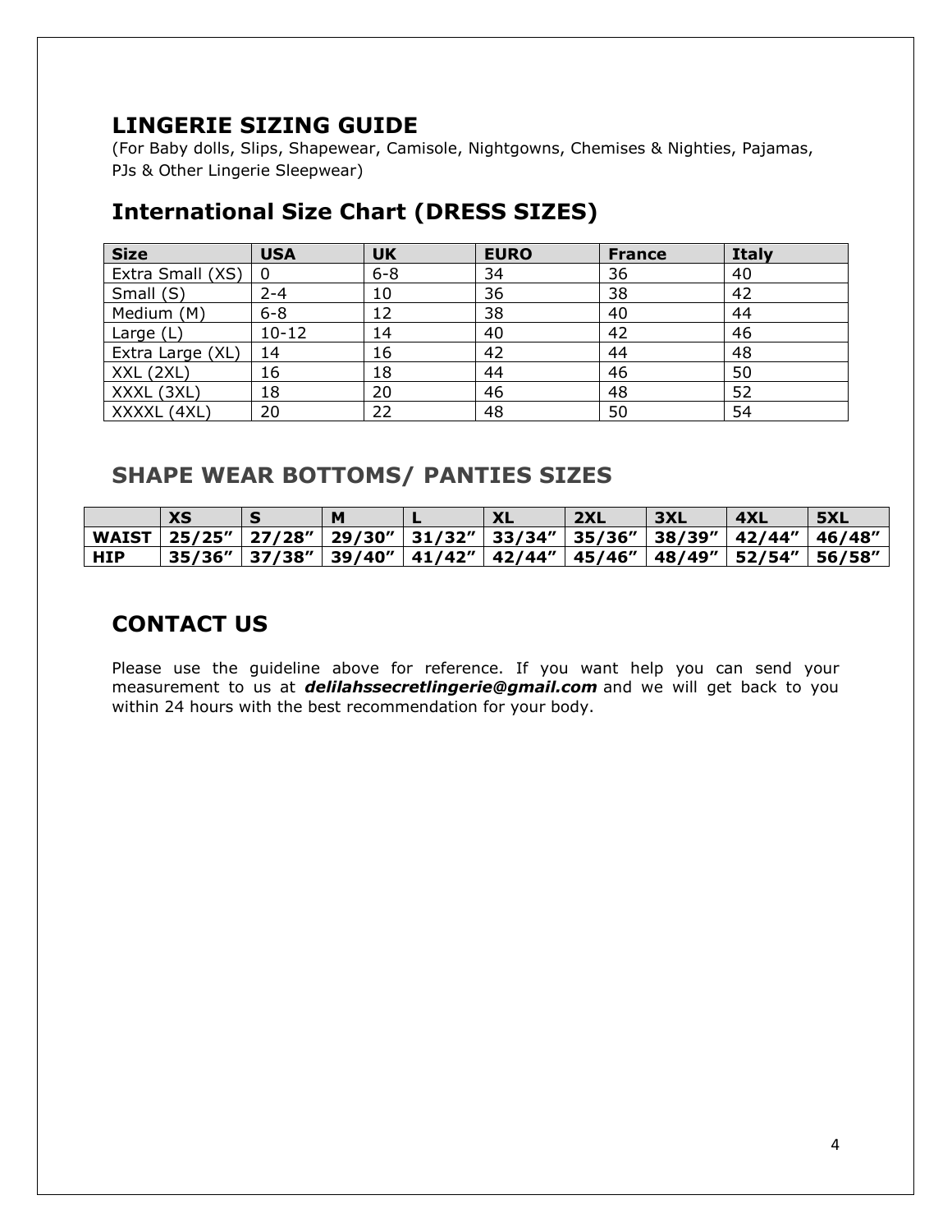## LINGERIE SIZING GUIDE

(For Baby dolls, Slips, Shapewear, Camisole, Nightgowns, Chemises & Nighties, Pajamas, PJs & Other Lingerie Sleepwear)

## International Size Chart (DRESS SIZES)

| Size | USA | UK | EURO | France | Italy |
|---|---|---|---|---|---|
| Extra Small (XS) | 0 | 6-8 | 34 | 36 | 40 |
| Small (S) | 2-4 | 10 | 36 | 38 | 42 |
| Medium (M) | 6-8 | 12 | 38 | 40 | 44 |
| Large (L) | 10-12 | 14 | 40 | 42 | 46 |
| Extra Large (XL) | 14 | 16 | 42 | 44 | 48 |
| XXL (2XL) | 16 | 18 | 44 | 46 | 50 |
| XXXL (3XL) | 18 | 20 | 46 | 48 | 52 |
| XXXXL (4XL) | 20 | 22 | 48 | 50 | 54 |

## SHAPE WEAR BOTTOMS/ PANTIES SIZES

| | XS | S | M | L | XL | 2XL | 3XL | 4XL | 5XL |
|---|---|---|---|---|---|---|---|---|---|
| **WAIST** | **25/25"** | **27/28"** | **29/30"** | **31/32"** | **33/34"** | **35/36"** | **38/39"** | **42/44"** | **46/48"** |
| **HIP** | **35/36"** | **37/38"** | **39/40"** | **41/42"** | **42/44"** | **45/46"** | **48/49"** | **52/54"** | **56/58"** |

## CONTACT US

Please use the guideline above for reference. If you want help you can send your measurement to us at ***delilahssecretlingerie@gmail.com*** and we will get back to you within 24 hours with the best recommendation for your body.